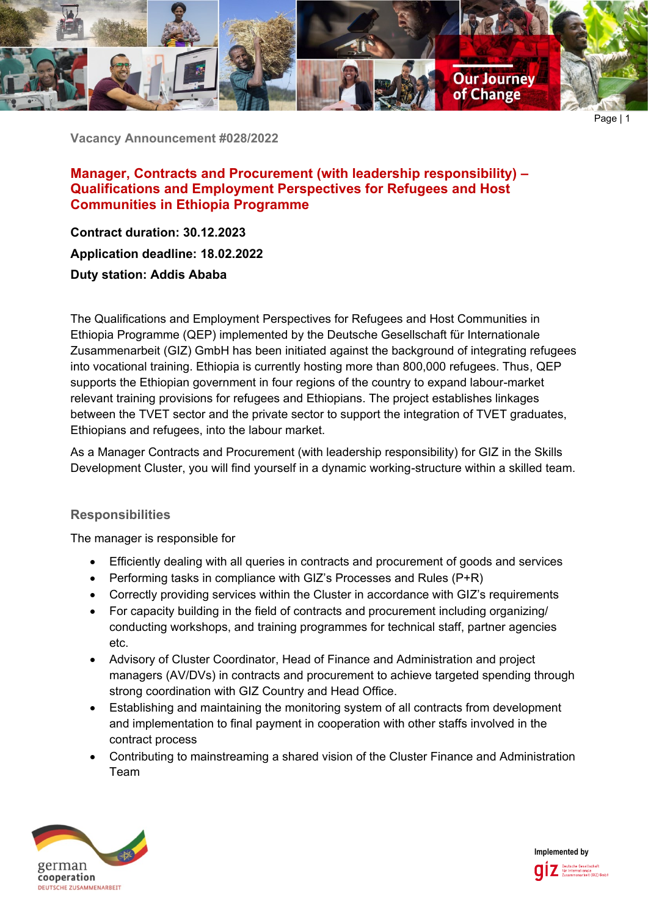Vacancy Announcement #028/2022

# Manager, Contracts and Procurement (with leadership responsibility) – Qualifications and Employment Perspectives for Refugees and Host Communities in Ethiopia Programme

**Contract duration: 30.12.2023**

**Application deadline: 18.02.2022**

**Duty station: Addis Ababa**

The Qualifications and Employment Perspectives for Refugees and Host Communities in Ethiopia Programme (QEP) implemented by the Deutsche Gesellschaft für Internationale Zusammenarbeit (GIZ) GmbH has been initiated against the background of integrating refugees into vocational training. Ethiopia is currently hosting more than 800,000 refugees. Thus, QEP supports the Ethiopian government in four regions of the country to expand labour-market relevant training provisions for refugees and Ethiopians. The project establishes linkages between the TVET sector and the private sector to support the integration of TVET graduates, Ethiopians and refugees, into the labour market.

As a Manager Contracts and Procurement (with leadership responsibility) for GIZ in the Skills Development Cluster, you will find yourself in a dynamic working-structure within a skilled team.

## Responsibilities

The manager is responsible for

- Efficiently dealing with all queries in contracts and procurement of goods and services
- Performing tasks in compliance with GIZ's Processes and Rules (P+R)
- Correctly providing services within the Cluster in accordance with GIZ's requirements
- For capacity building in the field of contracts and procurement including organizing/ conducting workshops, and training programmes for technical staff, partner agencies etc.
- Advisory of Cluster Coordinator, Head of Finance and Administration and project managers (AV/DVs) in contracts and procurement to achieve targeted spending through strong coordination with GIZ Country and Head Office.
- Establishing and maintaining the monitoring system of all contracts from development and implementation to final payment in cooperation with other staffs involved in the contract process
- Contributing to mainstreaming a shared vision of the Cluster Finance and Administration Team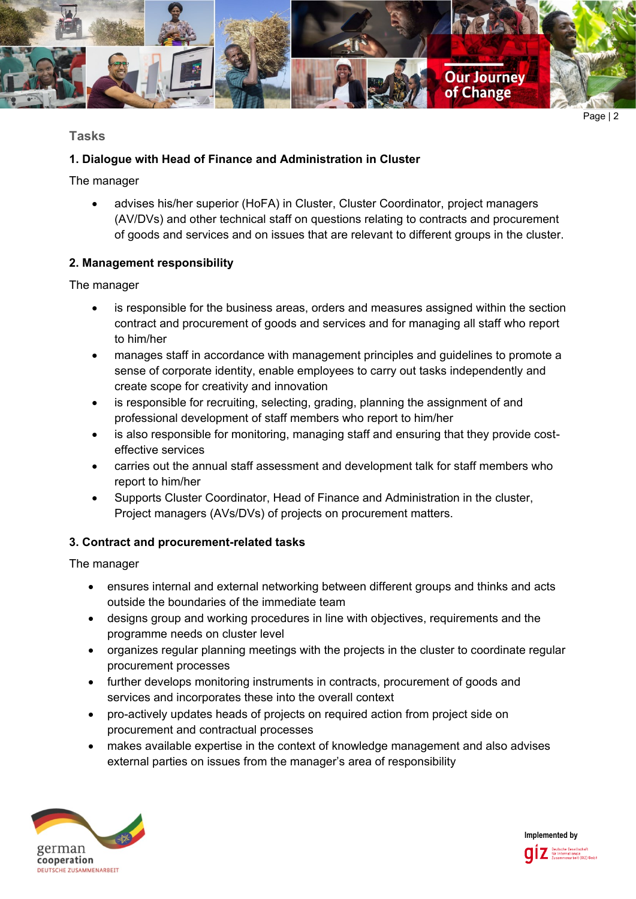## Tasks

### 1. Dialogue with Head of Finance and Administration in Cluster

The manager

- advises his/her superior (HoFA) in Cluster, Cluster Coordinator, project managers (AV/DVs) and other technical staff on questions relating to contracts and procurement of goods and services and on issues that are relevant to different groups in the cluster.

### 2. Management responsibility

The manager

- is responsible for the business areas, orders and measures assigned within the section contract and procurement of goods and services and for managing all staff who report to him/her
- manages staff in accordance with management principles and guidelines to promote a sense of corporate identity, enable employees to carry out tasks independently and create scope for creativity and innovation
- is responsible for recruiting, selecting, grading, planning the assignment of and professional development of staff members who report to him/her
- is also responsible for monitoring, managing staff and ensuring that they provide cost-effective services
- carries out the annual staff assessment and development talk for staff members who report to him/her
- Supports Cluster Coordinator, Head of Finance and Administration in the cluster, Project managers (AVs/DVs) of projects on procurement matters.

### 3. Contract and procurement-related tasks

The manager

- ensures internal and external networking between different groups and thinks and acts outside the boundaries of the immediate team
- designs group and working procedures in line with objectives, requirements and the programme needs on cluster level
- organizes regular planning meetings with the projects in the cluster to coordinate regular procurement processes
- further develops monitoring instruments in contracts, procurement of goods and services and incorporates these into the overall context
- pro-actively updates heads of projects on required action from project side on procurement and contractual processes
- makes available expertise in the context of knowledge management and also advises external parties on issues from the manager's area of responsibility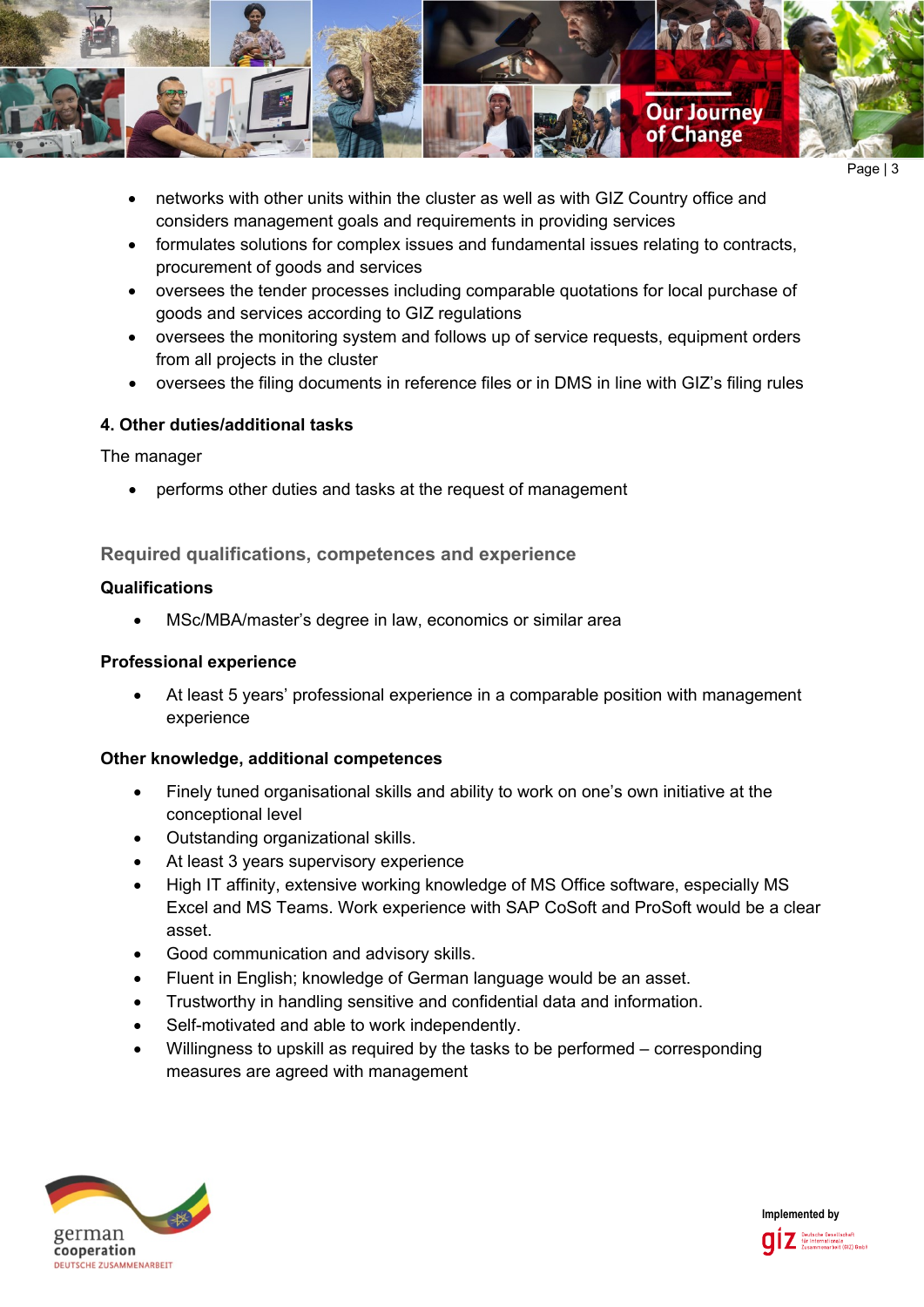- networks with other units within the cluster as well as with GIZ Country office and considers management goals and requirements in providing services
- formulates solutions for complex issues and fundamental issues relating to contracts, procurement of goods and services
- oversees the tender processes including comparable quotations for local purchase of goods and services according to GIZ regulations
- oversees the monitoring system and follows up of service requests, equipment orders from all projects in the cluster
- oversees the filing documents in reference files or in DMS in line with GIZ's filing rules

**4. Other duties/additional tasks**

The manager

- performs other duties and tasks at the request of management

## Required qualifications, competences and experience

**Qualifications**

- MSc/MBA/master's degree in law, economics or similar area

**Professional experience**

- At least 5 years' professional experience in a comparable position with management experience

**Other knowledge, additional competences**

- Finely tuned organisational skills and ability to work on one's own initiative at the conceptional level
- Outstanding organizational skills.
- At least 3 years supervisory experience
- High IT affinity, extensive working knowledge of MS Office software, especially MS Excel and MS Teams. Work experience with SAP CoSoft and ProSoft would be a clear asset.
- Good communication and advisory skills.
- Fluent in English; knowledge of German language would be an asset.
- Trustworthy in handling sensitive and confidential data and information.
- Self-motivated and able to work independently.
- Willingness to upskill as required by the tasks to be performed – corresponding measures are agreed with management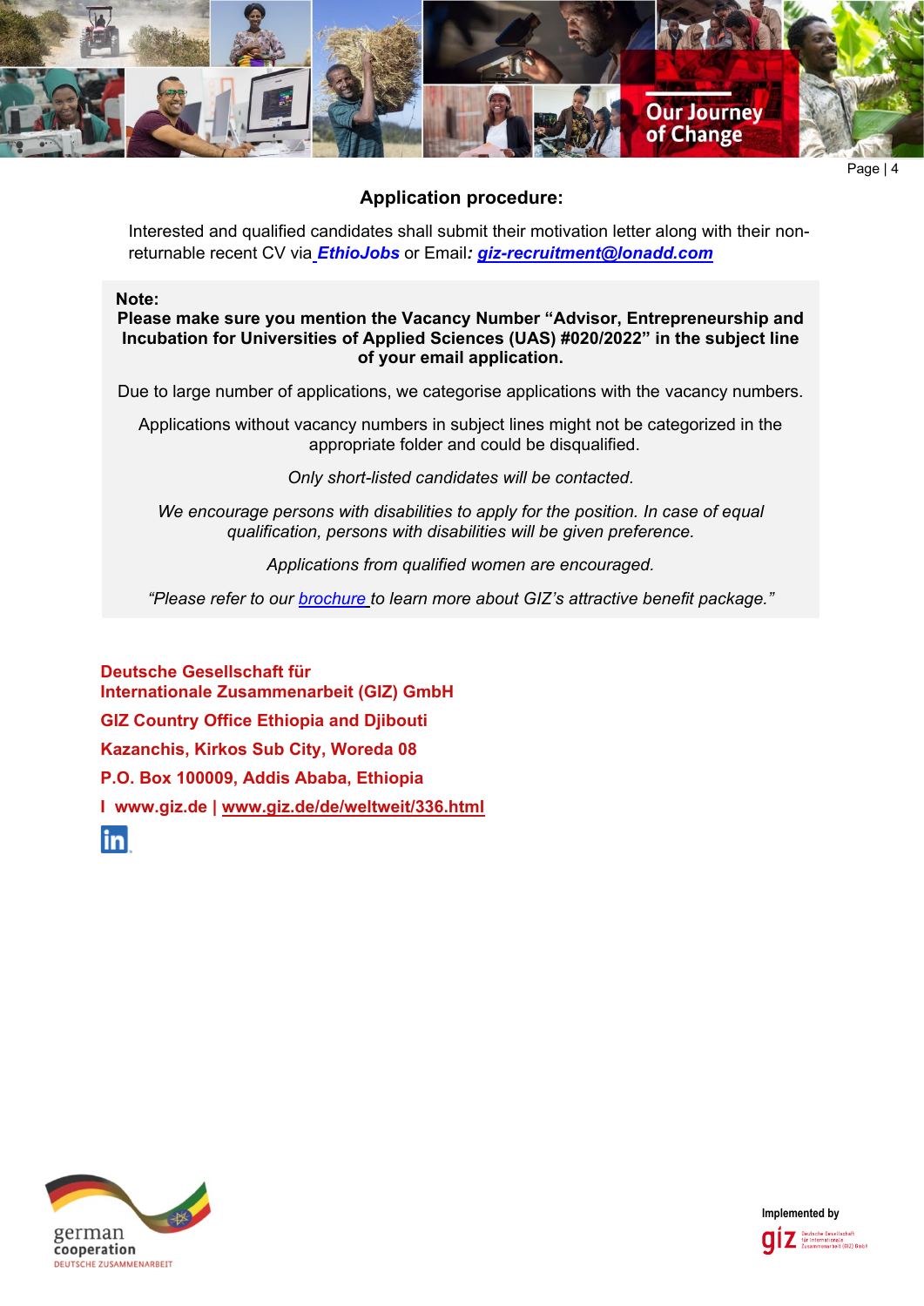## Application procedure:

Interested and qualified candidates shall submit their motivation letter along with their non-returnable recent CV via ***EthioJobs*** or Email***: giz-recruitment@lonadd.com***

**Note:**

**Please make sure you mention the Vacancy Number "Advisor, Entrepreneurship and Incubation for Universities of Applied Sciences (UAS) #020/2022" in the subject line of your email application.**

Due to large number of applications, we categorise applications with the vacancy numbers.

Applications without vacancy numbers in subject lines might not be categorized in the appropriate folder and could be disqualified.

*Only short-listed candidates will be contacted.*

*We encourage persons with disabilities to apply for the position. In case of equal qualification, persons with disabilities will be given preference.*

*Applications from qualified women are encouraged.*

*"Please refer to our brochure to learn more about GIZ's attractive benefit package."*

**Deutsche Gesellschaft für Internationale Zusammenarbeit (GIZ) GmbH**

**GIZ Country Office Ethiopia and Djibouti**

**Kazanchis, Kirkos Sub City, Woreda 08**

**P.O. Box 100009, Addis Ababa, Ethiopia**

**I www.giz.de | www.giz.de/de/weltweit/336.html**